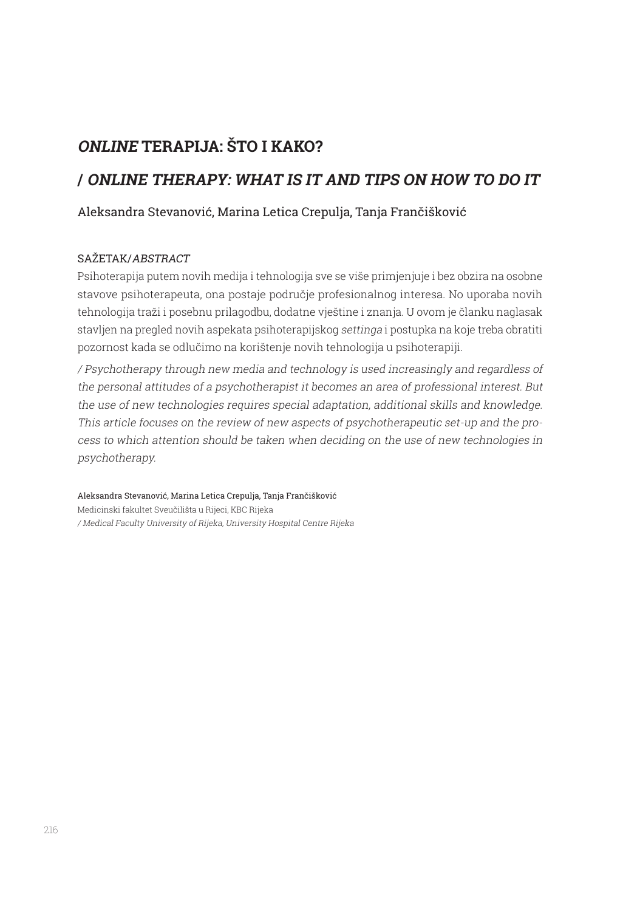# *ONLINE* TERAPIJA: ŠTO I KAKO?

# / *ONLINE THERAPY: WHAT IS IT AND TIPS ON HOW TO DO IT*

Aleksandra Stevanović, Marina Letica Crepulja, Tanja Frančišković

SAŽETAK/*ABSTRACT*

Psihoterapija putem novih medija i tehnologija sve se više primjenjuje i bez obzira na osobne stavove psihoterapeuta, ona postaje područje profesionalnog interesa. No uporaba novih tehnologija traži i posebnu prilagodbu, dodatne vještine i znanja. U ovom je članku naglasak stavljen na pregled novih aspekata psihoterapijskog *settinga* i postupka na koje treba obratiti pozornost kada se odlučimo na korištenje novih tehnologija u psihoterapiji.

*/ Psychotherapy through new media and technology is used increasingly and regardless of the personal attitudes of a psychotherapist it becomes an area of professional interest. But the use of new technologies requires special adaptation, additional skills and knowledge. This article focuses on the review of new aspects of psychotherapeutic set-up and the process to which attention should be taken when deciding on the use of new technologies in psychotherapy.*

Aleksandra Stevanović, Marina Letica Crepulja, Tanja Frančišković
Medicinski fakultet Sveučilišta u Rijeci, KBC Rijeka
*/ Medical Faculty University of Rijeka, University Hospital Centre Rijeka*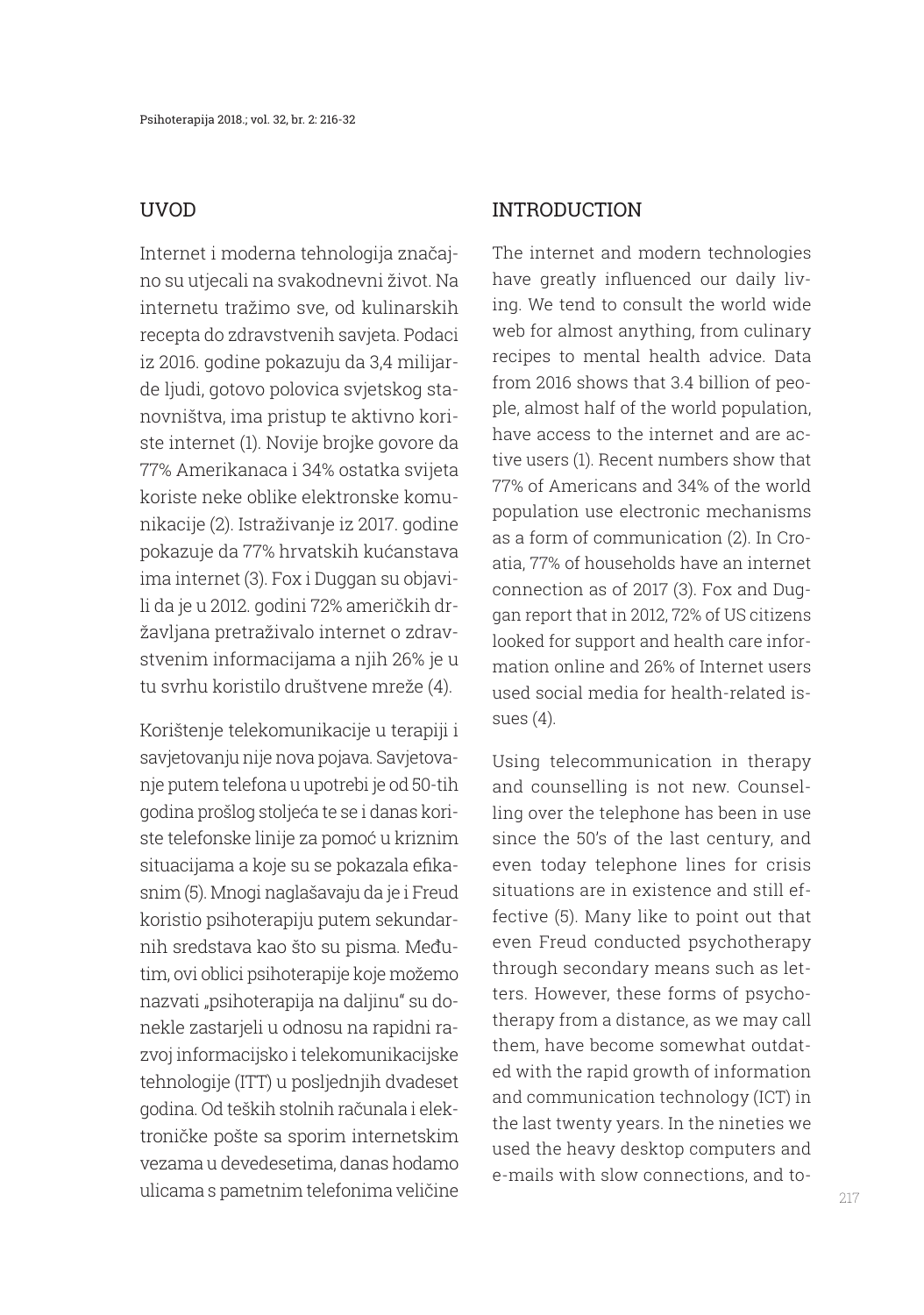## UVOD

Internet i moderna tehnologija značajno su utjecali na svakodnevni život. Na internetu tražimo sve, od kulinarskih recepta do zdravstvenih savjeta. Podaci iz 2016. godine pokazuju da 3,4 milijarde ljudi, gotovo polovica svjetskog stanovništva, ima pristup te aktivno koriste internet (1). Novije brojke govore da 77% Amerikanaca i 34% ostatka svijeta koriste neke oblike elektronske komunikacije (2). Istraživanje iz 2017. godine pokazuje da 77% hrvatskih kućanstava ima internet (3). Fox i Duggan su objavili da je u 2012. godini 72% američkih državljana pretraživalo internet o zdravstvenim informacijama a njih 26% je u tu svrhu koristilo društvene mreže (4).

Korištenje telekomunikacije u terapiji i savjetovanju nije nova pojava. Savjetovanje putem telefona u upotrebi je od 50-tih godina prošlog stoljeća te se i danas koriste telefonske linije za pomoć u kriznim situacijama a koje su se pokazala efikasnim (5). Mnogi naglašavaju da je i Freud koristio psihoterapiju putem sekundarnih sredstava kao što su pisma. Međutim, ovi oblici psihoterapije koje možemo nazvati „psihoterapija na daljinu" su donekle zastarjeli u odnosu na rapidni razvoj informacijsko i telekomunikacijske tehnologije (ITT) u posljednjih dvadeset godina. Od teških stolnih računala i elektroničke pošte sa sporim internetskim vezama u devedesetima, danas hodamo ulicama s pametnim telefonima veličine

## INTRODUCTION

The internet and modern technologies have greatly influenced our daily living. We tend to consult the world wide web for almost anything, from culinary recipes to mental health advice. Data from 2016 shows that 3.4 billion of people, almost half of the world population, have access to the internet and are active users (1). Recent numbers show that 77% of Americans and 34% of the world population use electronic mechanisms as a form of communication (2). In Croatia, 77% of households have an internet connection as of 2017 (3). Fox and Duggan report that in 2012, 72% of US citizens looked for support and health care information online and 26% of Internet users used social media for health-related issues (4).

Using telecommunication in therapy and counselling is not new. Counselling over the telephone has been in use since the 50's of the last century, and even today telephone lines for crisis situations are in existence and still effective (5). Many like to point out that even Freud conducted psychotherapy through secondary means such as letters. However, these forms of psychotherapy from a distance, as we may call them, have become somewhat outdated with the rapid growth of information and communication technology (ICT) in the last twenty years. In the nineties we used the heavy desktop computers and e-mails with slow connections, and to-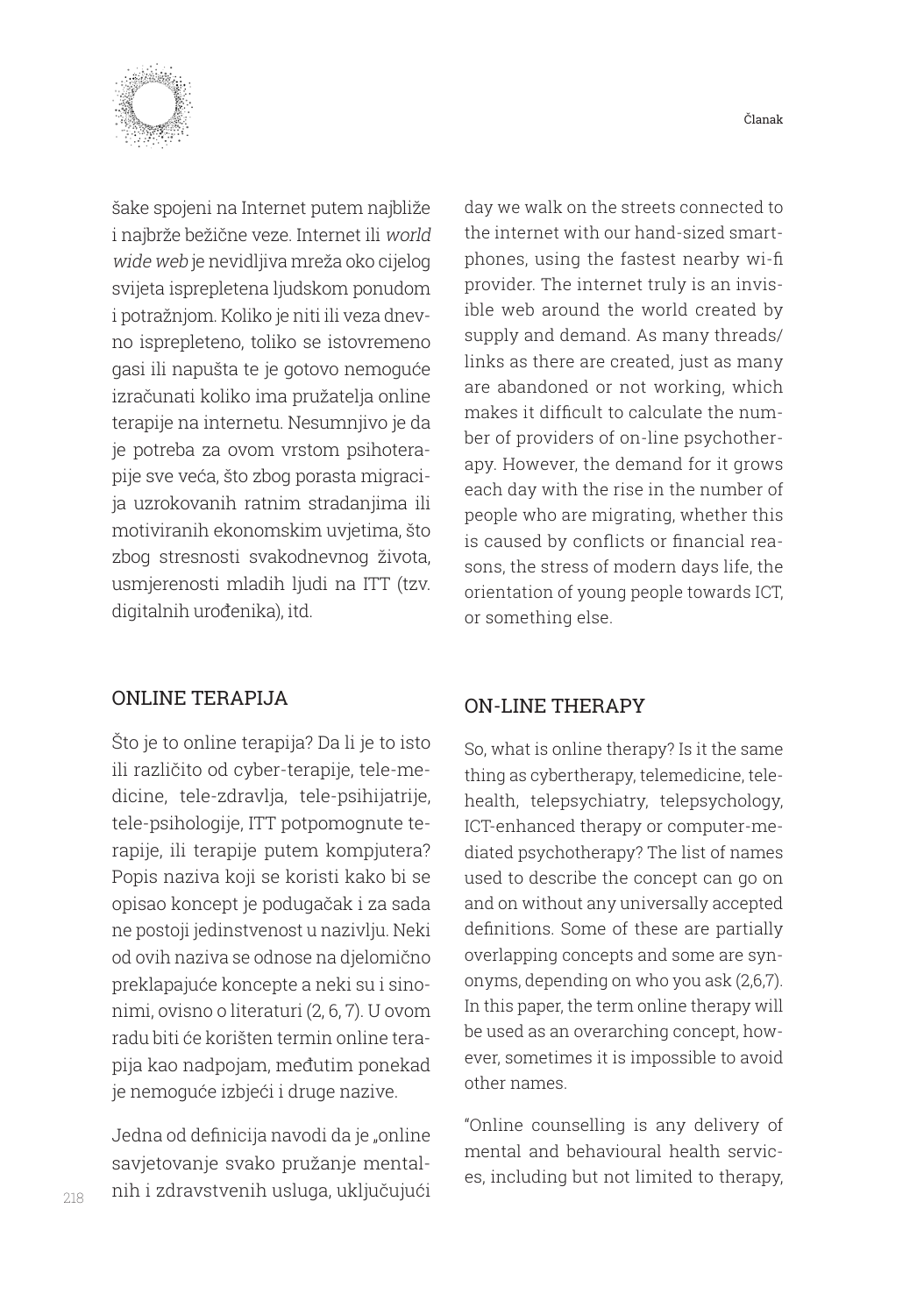šake spojeni na Internet putem najbliže i najbrže bežične veze. Internet ili *world wide web* je nevidljiva mreža oko cijelog svijeta isprepletena ljudskom ponudom i potražnjom. Koliko je niti ili veza dnevno isprepleteno, toliko se istovremeno gasi ili napušta te je gotovo nemoguće izračunati koliko ima pružatelja online terapije na internetu. Nesumnjivo je da je potreba za ovom vrstom psihoterapije sve veća, što zbog porasta migracija uzrokovanih ratnim stradanjima ili motiviranih ekonomskim uvjetima, što zbog stresnosti svakodnevnog života, usmjerenosti mladih ljudi na ITT (tzv. digitalnih urođenika), itd.

## ONLINE TERAPIJA

Što je to online terapija? Da li je to isto ili različito od cyber-terapije, tele-medicine, tele-zdravlja, tele-psihijatrije, tele-psihologije, ITT potpomognute terapije, ili terapije putem kompjutera? Popis naziva koji se koristi kako bi se opisao koncept je podugačak i za sada ne postoji jedinstvenost u nazivlju. Neki od ovih naziva se odnose na djelomično preklapajuće koncepte a neki su i sinonimi, ovisno o literaturi (2, 6, 7). U ovom radu biti će korišten termin online terapija kao nadpojam, međutim ponekad je nemoguće izbjeći i druge nazive.

Jedna od definicija navodi da je „online savjetovanje svako pružanje mentalnih i zdravstvenih usluga, uključujući

day we walk on the streets connected to the internet with our hand-sized smartphones, using the fastest nearby wi-fi provider. The internet truly is an invisible web around the world created by supply and demand. As many threads/links as there are created, just as many are abandoned or not working, which makes it difficult to calculate the number of providers of on-line psychotherapy. However, the demand for it grows each day with the rise in the number of people who are migrating, whether this is caused by conflicts or financial reasons, the stress of modern days life, the orientation of young people towards ICT, or something else.

## ON-LINE THERAPY

So, what is online therapy? Is it the same thing as cybertherapy, telemedicine, telehealth, telepsychiatry, telepsychology, ICT-enhanced therapy or computer-mediated psychotherapy? The list of names used to describe the concept can go on and on without any universally accepted definitions. Some of these are partially overlapping concepts and some are synonyms, depending on who you ask (2,6,7). In this paper, the term online therapy will be used as an overarching concept, however, sometimes it is impossible to avoid other names.

"Online counselling is any delivery of mental and behavioural health services, including but not limited to therapy,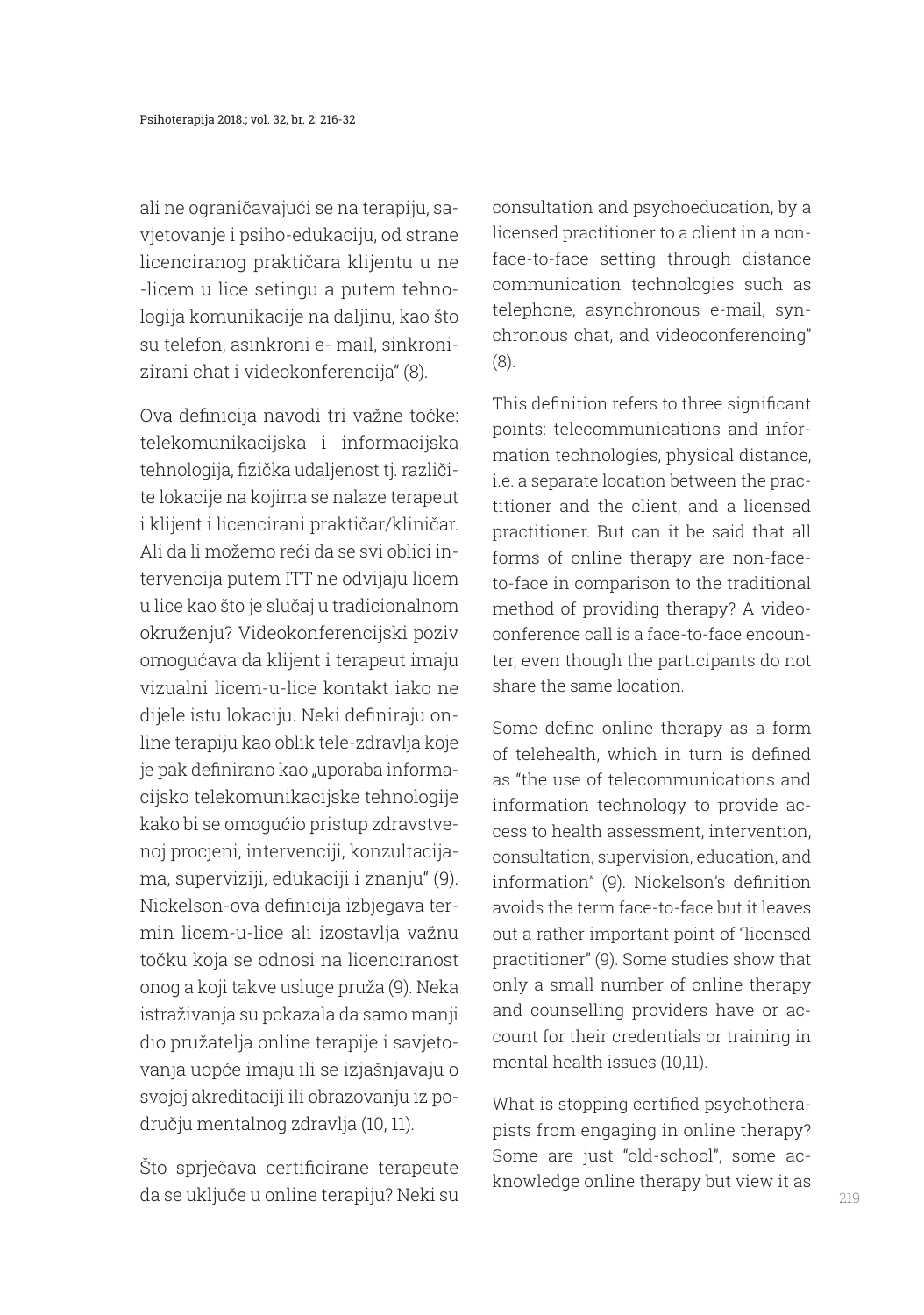ali ne ograničavajući se na terapiju, savjetovanje i psiho-edukaciju, od strane licenciranog praktičara klijentu u ne -licem u lice setingu a putem tehnologija komunikacije na daljinu, kao što su telefon, asinkroni e- mail, sinkronizirani chat i videokonferencija" (8).

Ova definicija navodi tri važne točke: telekomunikacijska i informacijska tehnologija, fizička udaljenost tj. različite lokacije na kojima se nalaze terapeut i klijent i licencirani praktičar/kliničar. Ali da li možemo reći da se svi oblici intervencija putem ITT ne odvijaju licem u lice kao što je slučaj u tradicionalnom okruženju? Videokonferencijski poziv omogućava da klijent i terapeut imaju vizualni licem-u-lice kontakt iako ne dijele istu lokaciju. Neki definiraju online terapiju kao oblik tele-zdravlja koje je pak definirano kao „uporaba informacijsko telekomunikacijske tehnologije kako bi se omogućio pristup zdravstvenoj procjeni, intervenciji, konzultacijama, superviziji, edukaciji i znanju" (9). Nickelson-ova definicija izbjegava termin licem-u-lice ali izostavlja važnu točku koja se odnosi na licenciranost onog a koji takve usluge pruža (9). Neka istraživanja su pokazala da samo manji dio pružatelja online terapije i savjetovanja uopće imaju ili se izjašnjavaju o svojoj akreditaciji ili obrazovanju iz područja mentalnog zdravlja (10, 11).

Što sprječava certificirane terapeute da se uključe u online terapiju? Neki su

consultation and psychoeducation, by a licensed practitioner to a client in a non-face-to-face setting through distance communication technologies such as telephone, asynchronous e-mail, synchronous chat, and videoconferencing" (8).

This definition refers to three significant points: telecommunications and information technologies, physical distance, i.e. a separate location between the practitioner and the client, and a licensed practitioner. But can it be said that all forms of online therapy are non-face-to-face in comparison to the traditional method of providing therapy? A videoconference call is a face-to-face encounter, even though the participants do not share the same location.

Some define online therapy as a form of telehealth, which in turn is defined as "the use of telecommunications and information technology to provide access to health assessment, intervention, consultation, supervision, education, and information" (9). Nickelson's definition avoids the term face-to-face but it leaves out a rather important point of "licensed practitioner" (9). Some studies show that only a small number of online therapy and counselling providers have or account for their credentials or training in mental health issues (10,11).

What is stopping certified psychotherapists from engaging in online therapy? Some are just "old-school", some acknowledge online therapy but view it as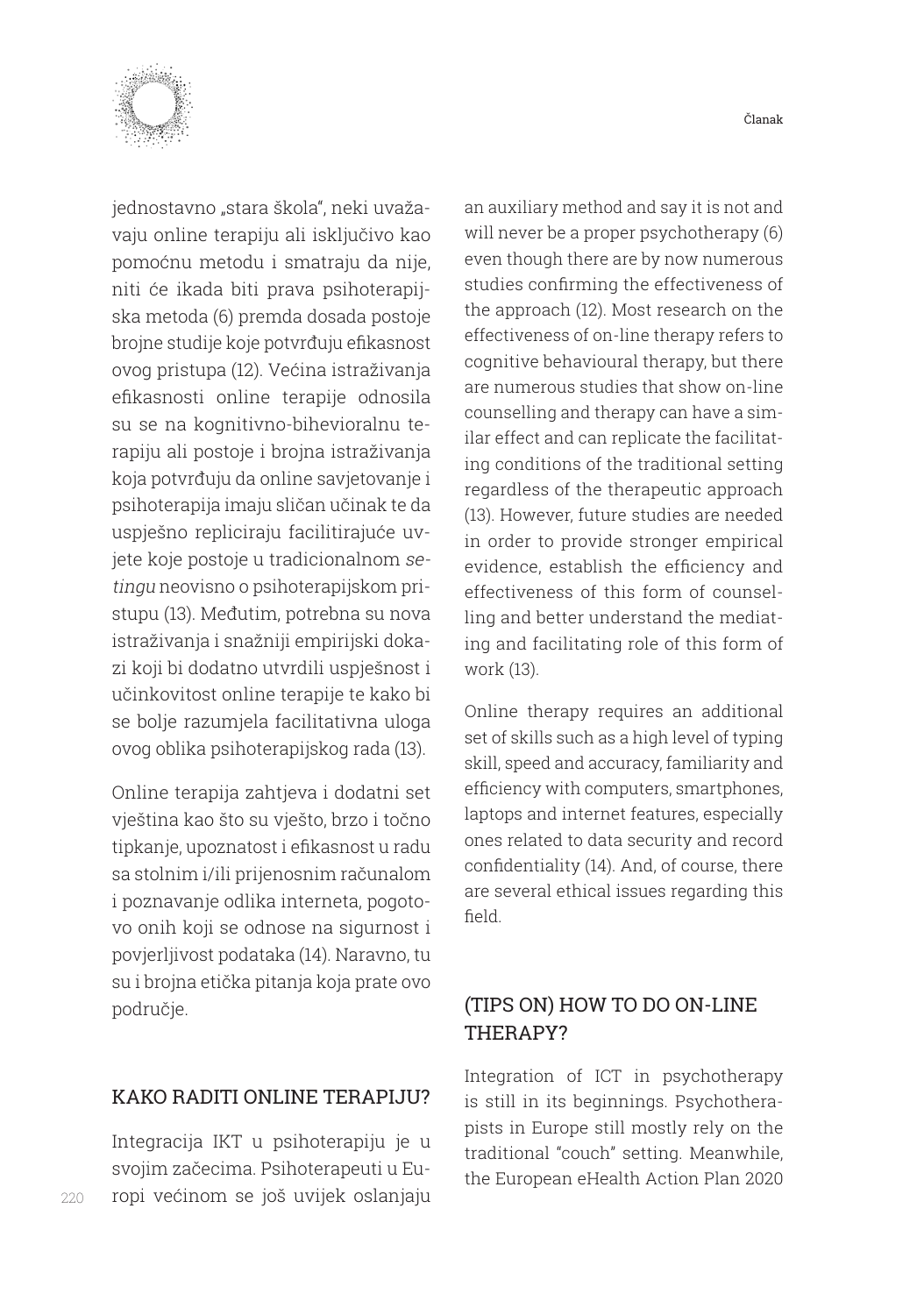jednostavno „stara škola", neki uvažavaju online terapiju ali isključivo kao pomoćnu metodu i smatraju da nije, niti će ikada biti prava psihoterapijska metoda (6) premda dosada postoje brojne studije koje potvrđuju efikasnost ovog pristupa (12). Većina istraživanja efikasnosti online terapije odnosila su se na kognitivno-bihevioralnu terapiju ali postoje i brojna istraživanja koja potvrđuju da online savjetovanje i psihoterapija imaju sličan učinak te da uspješno repliciraju facilitirajuće uvjete koje postoje u tradicionalnom *setingu* neovisno o psihoterapijskom pristupu (13). Međutim, potrebna su nova istraživanja i snažniji empirijski dokazi koji bi dodatno utvrdili uspješnost i učinkovitost online terapije te kako bi se bolje razumjela facilitativna uloga ovog oblika psihoterapijskog rada (13).

Online terapija zahtjeva i dodatni set vještina kao što su vješto, brzo i točno tipkanje, upoznatost i efikasnost u radu sa stolnim i/ili prijenosnim računalom i poznavanje odlika interneta, pogotovo onih koji se odnose na sigurnost i povjerljivost podataka (14). Naravno, tu su i brojna etička pitanja koja prate ovo područje.

## KAKO RADITI ONLINE TERAPIJU?

Integracija IKT u psihoterapiju je u svojim začecima. Psihoterapeuti u Europi većinom se još uvijek oslanjaju

an auxiliary method and say it is not and will never be a proper psychotherapy (6) even though there are by now numerous studies confirming the effectiveness of the approach (12). Most research on the effectiveness of on-line therapy refers to cognitive behavioural therapy, but there are numerous studies that show on-line counselling and therapy can have a similar effect and can replicate the facilitating conditions of the traditional setting regardless of the therapeutic approach (13). However, future studies are needed in order to provide stronger empirical evidence, establish the efficiency and effectiveness of this form of counselling and better understand the mediating and facilitating role of this form of work (13).

Online therapy requires an additional set of skills such as a high level of typing skill, speed and accuracy, familiarity and efficiency with computers, smartphones, laptops and internet features, especially ones related to data security and record confidentiality (14). And, of course, there are several ethical issues regarding this field.

## (TIPS ON) HOW TO DO ON-LINE THERAPY?

Integration of ICT in psychotherapy is still in its beginnings. Psychotherapists in Europe still mostly rely on the traditional "couch" setting. Meanwhile, the European eHealth Action Plan 2020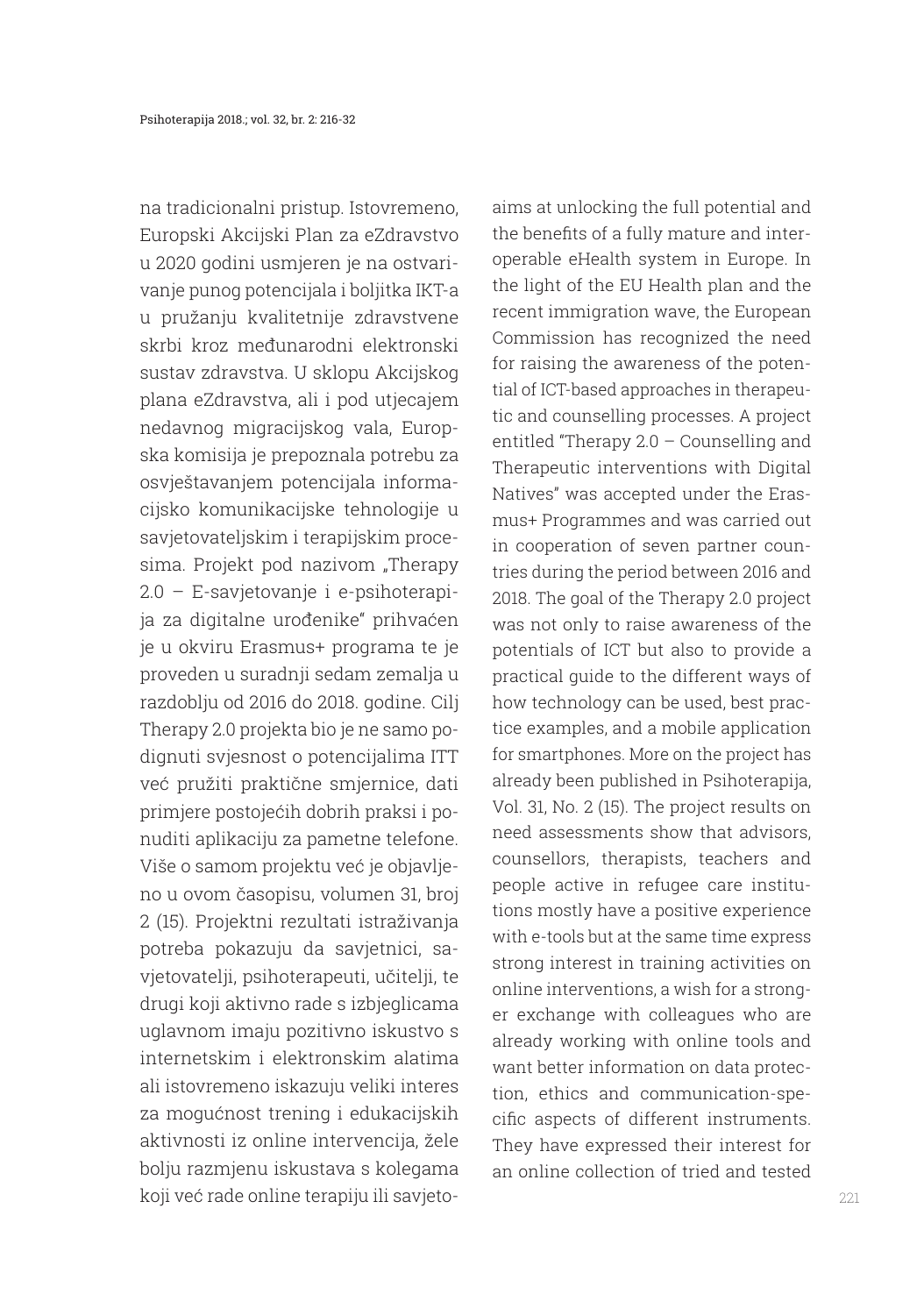na tradicionalni pristup. Istovremeno, Europski Akcijski Plan za eZdravstvo u 2020 godini usmjeren je na ostvarivanje punog potencijala i boljitka IKT-a u pružanju kvalitetnije zdravstvene skrbi kroz međunarodni elektronski sustav zdravstva. U sklopu Akcijskog plana eZdravstva, ali i pod utjecajem nedavnog migracijskog vala, Europska komisija je prepoznala potrebu za osvještavanjem potencijala informacijsko komunikacijske tehnologije u savjetovateljskim i terapijskim procesima. Projekt pod nazivom „Therapy 2.0 – E-savjetovanje i e-psihoterapija za digitalne urođenike" prihvaćen je u okviru Erasmus+ programa te je proveden u suradnji sedam zemalja u razdoblju od 2016 do 2018. godine. Cilj Therapy 2.0 projekta bio je ne samo podignuti svjesnost o potencijalima ITT već pružiti praktične smjernice, dati primjere postojećih dobrih praksi i ponuditi aplikaciju za pametne telefone. Više o samom projektu već je objavljeno u ovom časopisu, volumen 31, broj 2 (15). Projektni rezultati istraživanja potreba pokazuju da savjetnici, savjetovatelji, psihoterapeuti, učitelji, te drugi koji aktivno rade s izbjeglicama uglavnom imaju pozitivno iskustvo s internetskim i elektronskim alatima ali istovremeno iskazuju veliki interes za mogućnost trening i edukacijskih aktivnosti iz online intervencija, žele bolju razmjenu iskustava s kolegama koji već rade online terapiju ili savjeto-

aims at unlocking the full potential and the benefits of a fully mature and interoperable eHealth system in Europe. In the light of the EU Health plan and the recent immigration wave, the European Commission has recognized the need for raising the awareness of the potential of ICT-based approaches in therapeutic and counselling processes. A project entitled "Therapy 2.0 – Counselling and Therapeutic interventions with Digital Natives" was accepted under the Erasmus+ Programmes and was carried out in cooperation of seven partner countries during the period between 2016 and 2018. The goal of the Therapy 2.0 project was not only to raise awareness of the potentials of ICT but also to provide a practical guide to the different ways of how technology can be used, best practice examples, and a mobile application for smartphones. More on the project has already been published in Psihoterapija, Vol. 31, No. 2 (15). The project results on need assessments show that advisors, counsellors, therapists, teachers and people active in refugee care institutions mostly have a positive experience with e-tools but at the same time express strong interest in training activities on online interventions, a wish for a stronger exchange with colleagues who are already working with online tools and want better information on data protection, ethics and communication-specific aspects of different instruments. They have expressed their interest for an online collection of tried and tested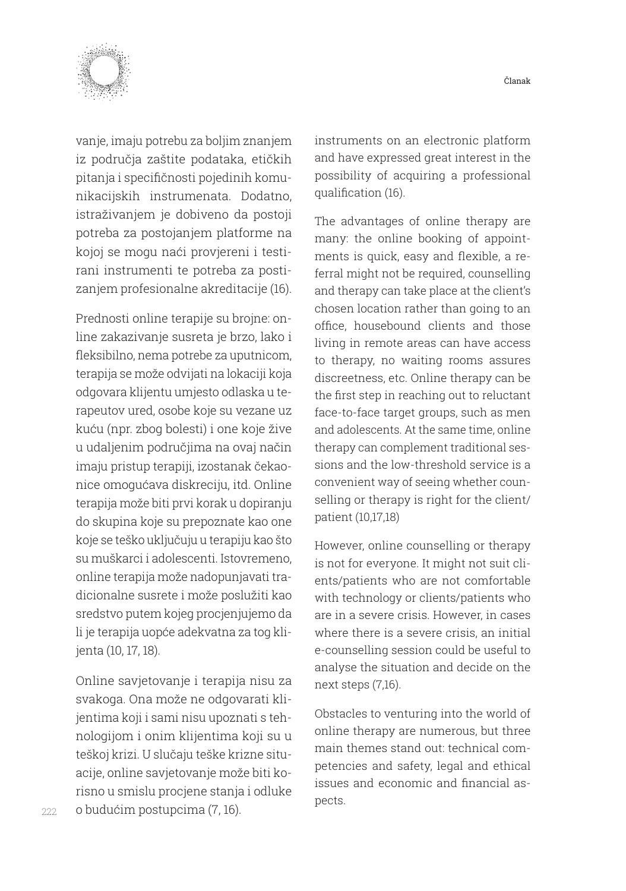vanje, imaju potrebu za boljim znanjem iz područja zaštite podataka, etičkih pitanja i specifičnosti pojedinih komunikacijskih instrumenata. Dodatno, istraživanjem je dobiveno da postoji potreba za postojanjem platforme na kojoj se mogu naći provjereni i testirani instrumenti te potreba za postizanjem profesionalne akreditacije (16).

Prednosti online terapije su brojne: online zakazivanje susreta je brzo, lako i fleksibilno, nema potrebe za uputnicom, terapija se može odvijati na lokaciji koja odgovara klijentu umjesto odlaska u terapeutov ured, osobe koje su vezane uz kuću (npr. zbog bolesti) i one koje žive u udaljenim područjima na ovaj način imaju pristup terapiji, izostanak čekaonice omogućava diskreciju, itd. Online terapija može biti prvi korak u dopiranju do skupina koje su prepoznate kao one koje se teško uključuju u terapiju kao što su muškarci i adolescenti. Istovremeno, online terapija može nadopunjavati tradicionalne susrete i može poslužiti kao sredstvo putem kojeg procjenjujemo da li je terapija uopće adekvatna za tog klijenta (10, 17, 18).

Online savjetovanje i terapija nisu za svakoga. Ona može ne odgovarati klijentima koji i sami nisu upoznati s tehnologijom i onim klijentima koji su u teškoj krizi. U slučaju teške krizne situacije, online savjetovanje može biti korisno u smislu procjene stanja i odluke o budućim postupcima (7, 16).

instruments on an electronic platform and have expressed great interest in the possibility of acquiring a professional qualification (16).

The advantages of online therapy are many: the online booking of appointments is quick, easy and flexible, a referral might not be required, counselling and therapy can take place at the client's chosen location rather than going to an office, housebound clients and those living in remote areas can have access to therapy, no waiting rooms assures discreetness, etc. Online therapy can be the first step in reaching out to reluctant face-to-face target groups, such as men and adolescents. At the same time, online therapy can complement traditional sessions and the low-threshold service is a convenient way of seeing whether counselling or therapy is right for the client/patient (10,17,18)

However, online counselling or therapy is not for everyone. It might not suit clients/patients who are not comfortable with technology or clients/patients who are in a severe crisis. However, in cases where there is a severe crisis, an initial e-counselling session could be useful to analyse the situation and decide on the next steps (7,16).

Obstacles to venturing into the world of online therapy are numerous, but three main themes stand out: technical competencies and safety, legal and ethical issues and economic and financial aspects.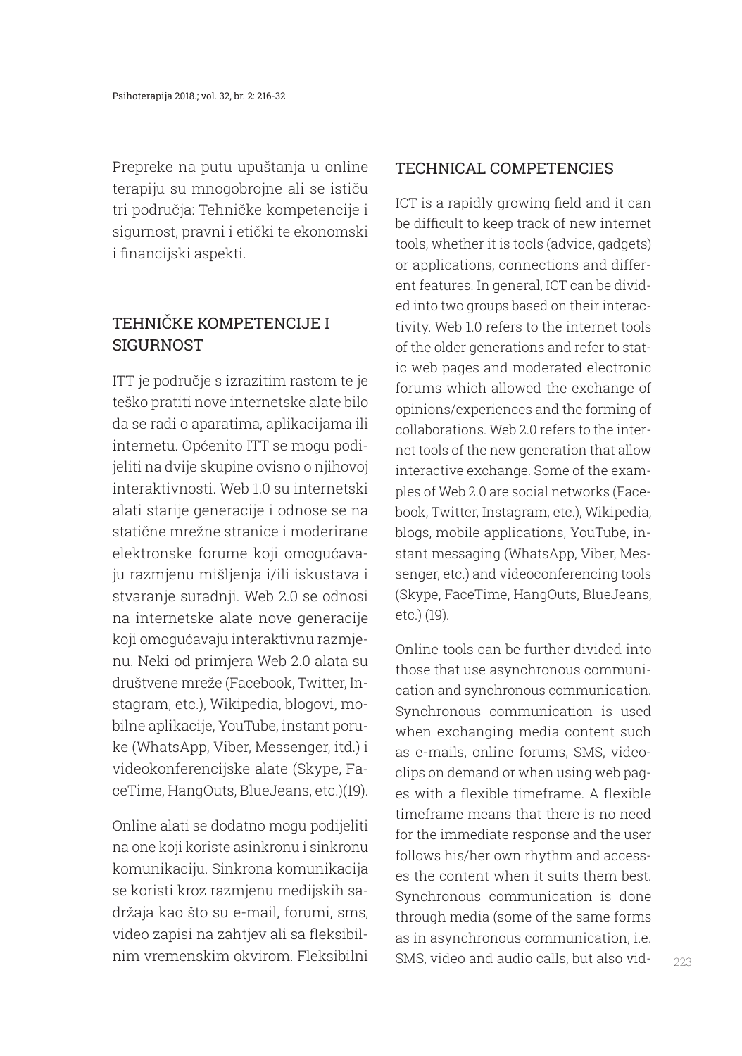Prepreke na putu upuštanja u online terapiju su mnogobrojne ali se ističu tri područja: Tehničke kompetencije i sigurnost, pravni i etički te ekonomski i financijski aspekti.

## TEHNIČKE KOMPETENCIJE I SIGURNOST

ITT je područje s izrazitim rastom te je teško pratiti nove internetske alate bilo da se radi o aparatima, aplikacijama ili internetu. Općenito ITT se mogu podijeljeti na dvije skupine ovisno o njihovoj interaktivnosti. Web 1.0 su internetski alati starije generacije i odnose se na statične mrežne stranice i moderirane elektronske forume koji omogućavaju razmjenu mišljenja i/ili iskustava i stvaranje suradnji. Web 2.0 se odnosi na internetske alate nove generacije koji omogućavaju interaktivnu razmjenu. Neki od primjera Web 2.0 alata su društvene mreže (Facebook, Twitter, Instagram, etc.), Wikipedia, blogovi, mobilne aplikacije, YouTube, instant poruke (WhatsApp, Viber, Messenger, itd.) i videokonferencijske alate (Skype, FaceTime, HangOuts, BlueJeans, etc.)(19).

Online alati se dodatno mogu podijeliti na one koji koriste asinkronu i sinkronu komunikaciju. Sinkrona komunikacija se koristi kroz razmjenu medijskih sadržaja kao što su e-mail, forumi, sms, video zapisi na zahtjev ali sa fleksibilnim vremenskim okvirom. Fleksibilni

## TECHNICAL COMPETENCIES

ICT is a rapidly growing field and it can be difficult to keep track of new internet tools, whether it is tools (advice, gadgets) or applications, connections and different features. In general, ICT can be divided into two groups based on their interactivity. Web 1.0 refers to the internet tools of the older generations and refer to static web pages and moderated electronic forums which allowed the exchange of opinions/experiences and the forming of collaborations. Web 2.0 refers to the internet tools of the new generation that allow interactive exchange. Some of the examples of Web 2.0 are social networks (Facebook, Twitter, Instagram, etc.), Wikipedia, blogs, mobile applications, YouTube, instant messaging (WhatsApp, Viber, Messenger, etc.) and videoconferencing tools (Skype, FaceTime, HangOuts, BlueJeans, etc.) (19).

Online tools can be further divided into those that use asynchronous communication and synchronous communication. Synchronous communication is used when exchanging media content such as e-mails, online forums, SMS, videoclips on demand or when using web pages with a flexible timeframe. A flexible timeframe means that there is no need for the immediate response and the user follows his/her own rhythm and accesses the content when it suits them best. Synchronous communication is done through media (some of the same forms as in asynchronous communication, i.e. SMS, video and audio calls, but also vid-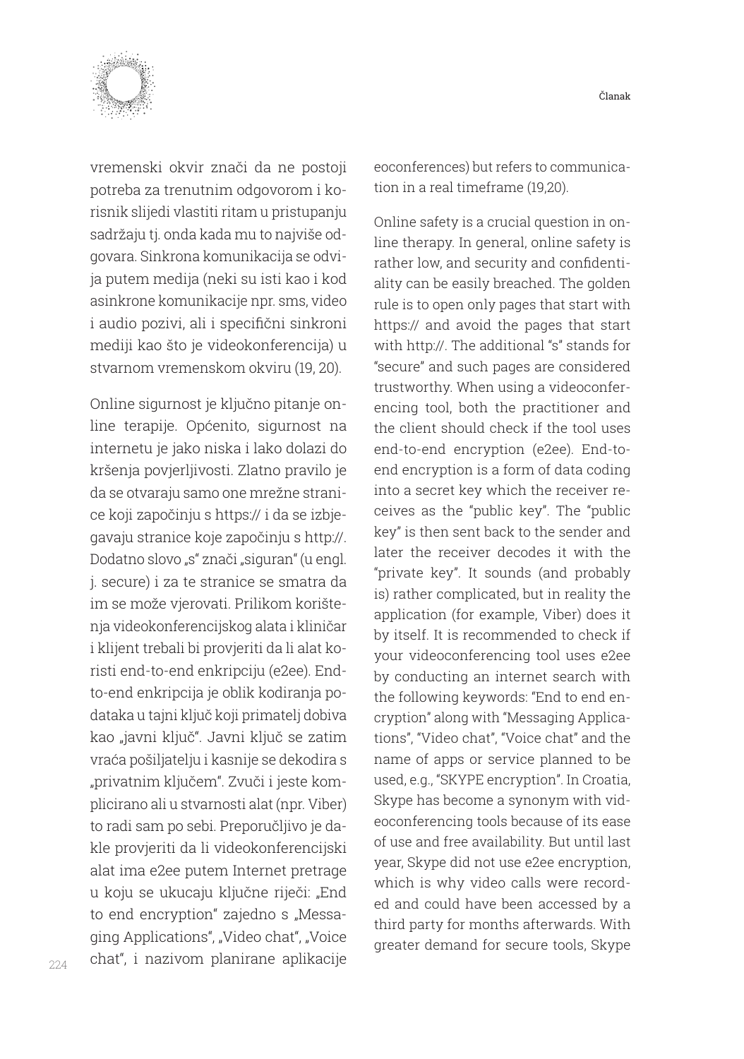vremenski okvir znači da ne postoji potreba za trenutnim odgovorom i korisnik slijedi vlastiti ritam u pristupanju sadržaju tj. onda kada mu to najviše odgovara. Sinkrona komunikacija se odvija putem medija (neki su isti kao i kod asinkrone komunikacije npr. sms, video i audio pozivi, ali i specifični sinkroni mediji kao što je videokonferencija) u stvarnom vremenskom okviru (19, 20).

Online sigurnost je ključno pitanje online terapije. Općenito, sigurnost na internetu je jako niska i lako dolazi do kršenja povjerljivosti. Zlatno pravilo je da se otvaraju samo one mrežne stranice koji započinju s https:// i da se izbjegavaju stranice koje započinju s http://. Dodatno slovo „s" znači „siguran" (u engl. j. secure) i za te stranice se smatra da im se može vjerovati. Prilikom korištenja videokonferencijskog alata i kliničar i klijent trebali bi provjeriti da li alat koristi end-to-end enkripciju (e2ee). End-to-end enkripcija je oblik kodiranja podataka u tajni ključ koji primatelj dobiva kao „javni ključ". Javni ključ se zatim vraća pošiljatelju i kasnije se dekodira s „privatnim ključem". Zvuči i jeste komplicirano ali u stvarnosti alat (npr. Viber) to radi sam po sebi. Preporučljivo je dakle provjeriti da li videokonferencijski alat ima e2ee putem Internet pretrage u koju se ukucaju ključne riječi: „End to end encryption" zajedno s „Messaging Applications", „Video chat", „Voice chat", i nazivom planirane aplikacije

eoconferences) but refers to communication in a real timeframe (19,20).

Online safety is a crucial question in online therapy. In general, online safety is rather low, and security and confidentiality can be easily breached. The golden rule is to open only pages that start with https:// and avoid the pages that start with http://. The additional "s" stands for "secure" and such pages are considered trustworthy. When using a videoconferencing tool, both the practitioner and the client should check if the tool uses end-to-end encryption (e2ee). End-to-end encryption is a form of data coding into a secret key which the receiver receives as the "public key". The "public key" is then sent back to the sender and later the receiver decodes it with the "private key". It sounds (and probably is) rather complicated, but in reality the application (for example, Viber) does it by itself. It is recommended to check if your videoconferencing tool uses e2ee by conducting an internet search with the following keywords: "End to end encryption" along with "Messaging Applications", "Video chat", "Voice chat" and the name of apps or service planned to be used, e.g., "SKYPE encryption". In Croatia, Skype has become a synonym with videoconferencing tools because of its ease of use and free availability. But until last year, Skype did not use e2ee encryption, which is why video calls were recorded and could have been accessed by a third party for months afterwards. With greater demand for secure tools, Skype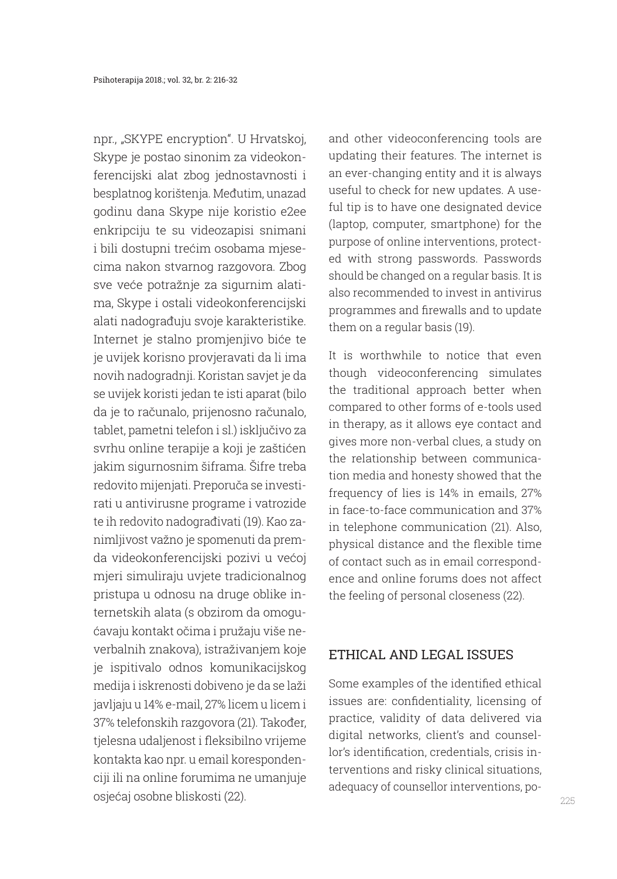npr., „SKYPE encryption". U Hrvatskoj, Skype je postao sinonim za videokonferencijski alat zbog jednostavnosti i besplatnog korištenja. Međutim, unazad godinu dana Skype nije koristio e2ee enkripciju te su videozapisi snimani i bili dostupni trećim osobama mjesecima nakon stvarnog razgovora. Zbog sve veće potražnje za sigurnim alatima, Skype i ostali videokonferencijski alati nadograđuju svoje karakteristike. Internet je stalno promjenjivo biće te je uvijek korisno provjeravati da li ima novih nadogradnji. Koristan savjet je da se uvijek koristi jedan te isti aparat (bilo da je to računalo, prijenosno računalo, tablet, pametni telefon i sl.) isključivo za svrhu online terapije a koji je zaštićen jakim sigurnosnim šiframa. Šifre treba redovito mijenjati. Preporuča se investirati u antivirusne programe i vatrozide te ih redovito nadograđivati (19). Kao zanimljivost važno je spomenuti da premda videokonferencijski pozivi u većoj mjeri simuliraju uvjete tradicionalnog pristupa u odnosu na druge oblike internetskih alata (s obzirom da omogućavaju kontakt očima i pružaju više neverbalnih znakova), istraživanjem koje je ispitivalo odnos komunikacijskog medija i iskrenosti dobiveno je da se laži javljaju u 14% e-mail, 27% licem u licem i 37% telefonskih razgovora (21). Također, tjelesna udaljenost i fleksibilno vrijeme kontakta kao npr. u email korespondenciji ili na online forumima ne umanjuje osjećaj osobne bliskosti (22).

and other videoconferencing tools are updating their features. The internet is an ever-changing entity and it is always useful to check for new updates. A useful tip is to have one designated device (laptop, computer, smartphone) for the purpose of online interventions, protected with strong passwords. Passwords should be changed on a regular basis. It is also recommended to invest in antivirus programmes and firewalls and to update them on a regular basis (19).

It is worthwhile to notice that even though videoconferencing simulates the traditional approach better when compared to other forms of e-tools used in therapy, as it allows eye contact and gives more non-verbal clues, a study on the relationship between communication media and honesty showed that the frequency of lies is 14% in emails, 27% in face-to-face communication and 37% in telephone communication (21). Also, physical distance and the flexible time of contact such as in email correspondence and online forums does not affect the feeling of personal closeness (22).

## ETHICAL AND LEGAL ISSUES

Some examples of the identified ethical issues are: confidentiality, licensing of practice, validity of data delivered via digital networks, client's and counsellor's identification, credentials, crisis interventions and risky clinical situations, adequacy of counsellor interventions, po-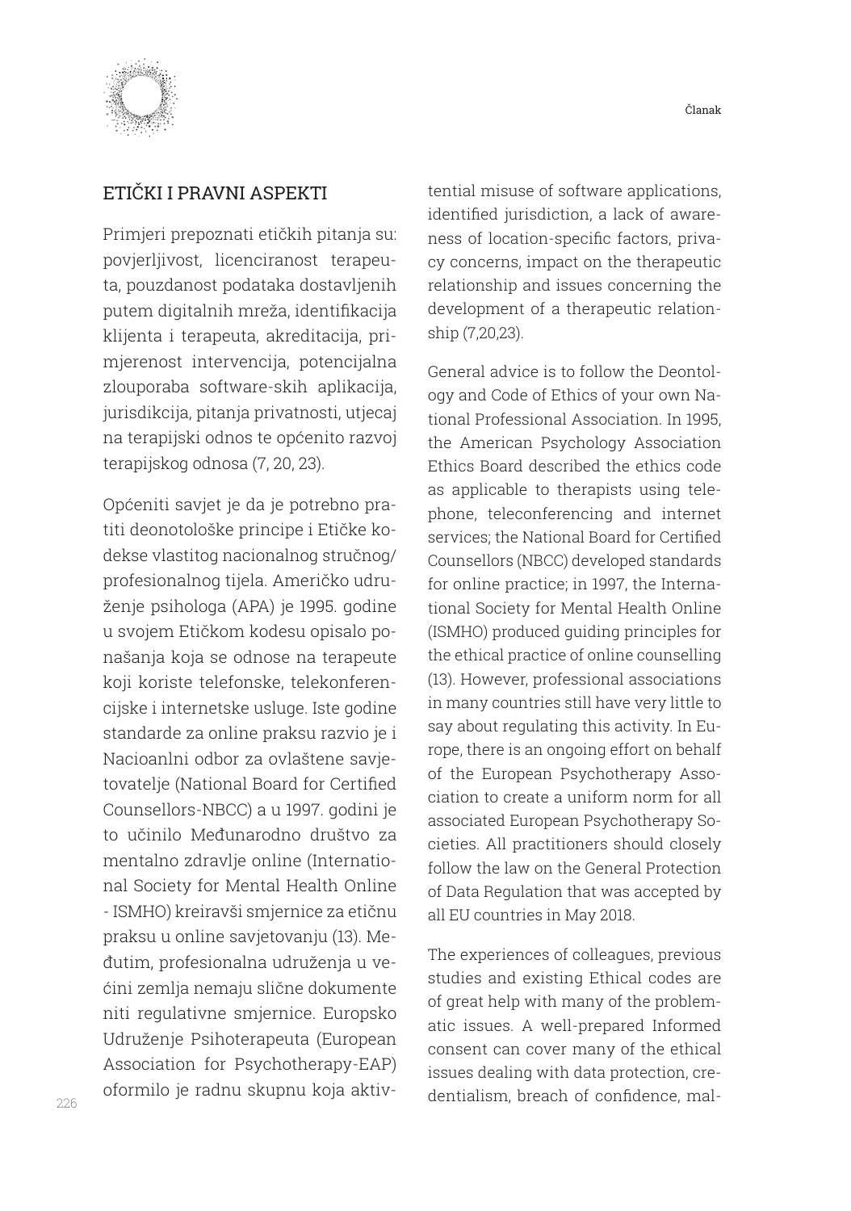## ETIČKI I PRAVNI ASPEKTI

Primjeri prepoznati etičkih pitanja su: povjerljivost, licenciranost terapeuta, pouzdanost podataka dostavljenih putem digitalnih mreža, identifikacija klijenta i terapeuta, akreditacija, primjerenost intervencija, potencijalna zlouporaba software-skih aplikacija, jurisdikcija, pitanja privatnosti, utjecaj na terapijski odnos te općenito razvoj terapijskog odnosa (7, 20, 23).

Općeniti savjet je da je potrebno pratiti deonotološke principe i Etičke kodekse vlastitog nacionalnog stručnog/ profesionalnog tijela. Američko udruženje psihologa (APA) je 1995. godine u svojem Etičkom kodesu opisalo ponašanja koja se odnose na terapeute koji koriste telefonske, telekonferencijske i internetske usluge. Iste godine standarde za online praksu razvio je i Nacioanlni odbor za ovlaštene savjetovatelje (National Board for Certified Counsellors-NBCC) a u 1997. godini je to učinilo Međunarodno društvo za mentalno zdravlje online (International Society for Mental Health Online - ISMHO) kreiravši smjernice za etičnu praksu u online savjetovanju (13). Međutim, profesionalna udruženja u većini zemlja nemaju slične dokumente niti regulativne smjernice. Europsko Udruženje Psihoterapeuta (European Association for Psychotherapy-EAP) oformilo je radnu skupnu koja aktiv-

tential misuse of software applications, identified jurisdiction, a lack of awareness of location-specific factors, privacy concerns, impact on the therapeutic relationship and issues concerning the development of a therapeutic relationship (7,20,23).

General advice is to follow the Deontology and Code of Ethics of your own National Professional Association. In 1995, the American Psychology Association Ethics Board described the ethics code as applicable to therapists using telephone, teleconferencing and internet services; the National Board for Certified Counsellors (NBCC) developed standards for online practice; in 1997, the International Society for Mental Health Online (ISMHO) produced guiding principles for the ethical practice of online counselling (13). However, professional associations in many countries still have very little to say about regulating this activity. In Europe, there is an ongoing effort on behalf of the European Psychotherapy Association to create a uniform norm for all associated European Psychotherapy Societies. All practitioners should closely follow the law on the General Protection of Data Regulation that was accepted by all EU countries in May 2018.

The experiences of colleagues, previous studies and existing Ethical codes are of great help with many of the problematic issues. A well-prepared Informed consent can cover many of the ethical issues dealing with data protection, credentialism, breach of confidence, mal-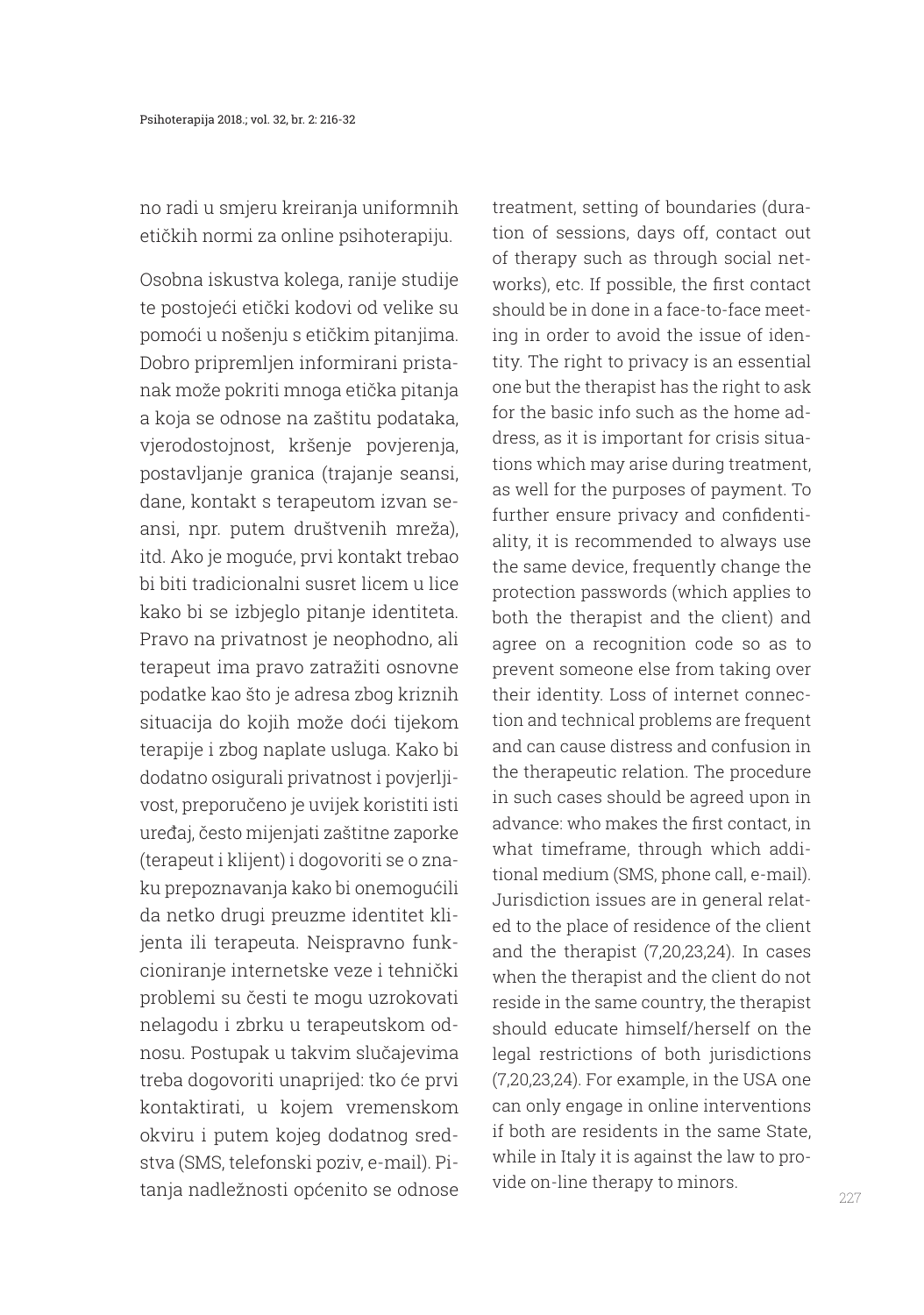no radi u smjeru kreiranja uniformnih etičkih normi za online psihoterapiju.

Osobna iskustva kolega, ranije studije te postojeći etički kodovi od velike su pomoći u nošenju s etičkim pitanjima. Dobro pripremljen informirani pristanak može pokriti mnoga etička pitanja a koja se odnose na zaštitu podataka, vjerodostojnost, kršenje povjerenja, postavljanje granica (trajanje seansi, dane, kontakt s terapeutom izvan seansi, npr. putem društvenih mreža), itd. Ako je moguće, prvi kontakt trebao bi biti tradicionalni susret licem u lice kako bi se izbjeglo pitanje identiteta. Pravo na privatnost je neophodno, ali terapeut ima pravo zatražiti osnovne podatke kao što je adresa zbog kriznih situacija do kojih može doći tijekom terapije i zbog naplate usluga. Kako bi dodatno osigurali privatnost i povjerljivost, preporučeno je uvijek koristiti isti uređaj, često mijenjati zaštitne zaporke (terapeut i klijent) i dogovoriti se o znaku prepoznavanja kako bi onemogućili da netko drugi preuzme identitet klijenta ili terapeuta. Neispravno funkcioniranje internetske veze i tehnički problemi su česti te mogu uzrokovati nelagodu i zbrku u terapeutskom odnosu. Postupak u takvim slučajevima treba dogovoriti unaprijed: tko će prvi kontaktirati, u kojem vremenskom okviru i putem kojeg dodatnog sredstva (SMS, telefonski poziv, e-mail). Pitanja nadležnosti općenito se odnose

treatment, setting of boundaries (duration of sessions, days off, contact out of therapy such as through social networks), etc. If possible, the first contact should be in done in a face-to-face meeting in order to avoid the issue of identity. The right to privacy is an essential one but the therapist has the right to ask for the basic info such as the home address, as it is important for crisis situations which may arise during treatment, as well for the purposes of payment. To further ensure privacy and confidentiality, it is recommended to always use the same device, frequently change the protection passwords (which applies to both the therapist and the client) and agree on a recognition code so as to prevent someone else from taking over their identity. Loss of internet connection and technical problems are frequent and can cause distress and confusion in the therapeutic relation. The procedure in such cases should be agreed upon in advance: who makes the first contact, in what timeframe, through which additional medium (SMS, phone call, e-mail). Jurisdiction issues are in general related to the place of residence of the client and the therapist (7,20,23,24). In cases when the therapist and the client do not reside in the same country, the therapist should educate himself/herself on the legal restrictions of both jurisdictions (7,20,23,24). For example, in the USA one can only engage in online interventions if both are residents in the same State, while in Italy it is against the law to provide on-line therapy to minors.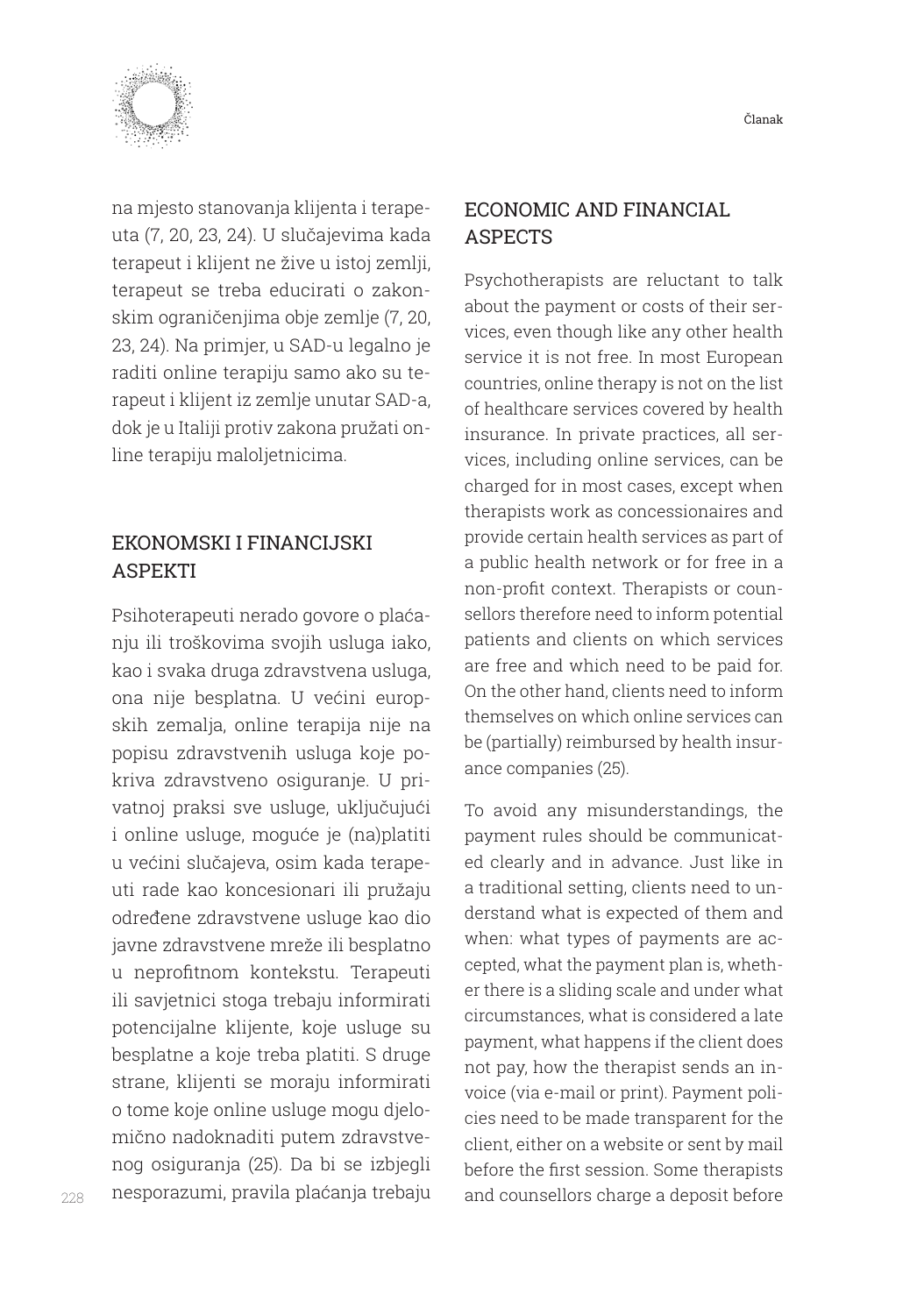na mjesto stanovanja klijenta i terapeuta (7, 20, 23, 24). U slučajevima kada terapeut i klijent ne žive u istoj zemlji, terapeut se treba educirati o zakonskim ograničenjima obje zemlje (7, 20, 23, 24). Na primjer, u SAD-u legalno je raditi online terapiju samo ako su terapeut i klijent iz zemlje unutar SAD-a, dok je u Italiji protiv zakona pružati online terapiju maloljetnicima.

## EKONOMSKI I FINANCIJSKI ASPEKTI

Psihoterapeuti nerado govore o plaćanju ili troškovima svojih usluga iako, kao i svaka druga zdravstvena usluga, ona nije besplatna. U većini europskih zemalja, online terapija nije na popisu zdravstvenih usluga koje pokriva zdravstveno osiguranje. U privatnoj praksi sve usluge, uključujući i online usluge, moguće je (na)platiti u većini slučajeva, osim kada terapeuti rade kao koncesionari ili pružaju određene zdravstvene usluge kao dio javne zdravstvene mreže ili besplatno u neprofitnom kontekstu. Terapeuti ili savjetnici stoga trebaju informirati potencijalne klijente, koje usluge su besplatne a koje treba platiti. S druge strane, klijenti se moraju informirati o tome koje online usluge mogu djelomično nadoknaditi putem zdravstvenog osiguranja (25). Da bi se izbjegli nesporazumi, pravila plaćanja trebaju

## ECONOMIC AND FINANCIAL ASPECTS

Psychotherapists are reluctant to talk about the payment or costs of their services, even though like any other health service it is not free. In most European countries, online therapy is not on the list of healthcare services covered by health insurance. In private practices, all services, including online services, can be charged for in most cases, except when therapists work as concessionaires and provide certain health services as part of a public health network or for free in a non-profit context. Therapists or counsellors therefore need to inform potential patients and clients on which services are free and which need to be paid for. On the other hand, clients need to inform themselves on which online services can be (partially) reimbursed by health insurance companies (25).

To avoid any misunderstandings, the payment rules should be communicated clearly and in advance. Just like in a traditional setting, clients need to understand what is expected of them and when: what types of payments are accepted, what the payment plan is, whether there is a sliding scale and under what circumstances, what is considered a late payment, what happens if the client does not pay, how the therapist sends an invoice (via e-mail or print). Payment policies need to be made transparent for the client, either on a website or sent by mail before the first session. Some therapists and counsellors charge a deposit before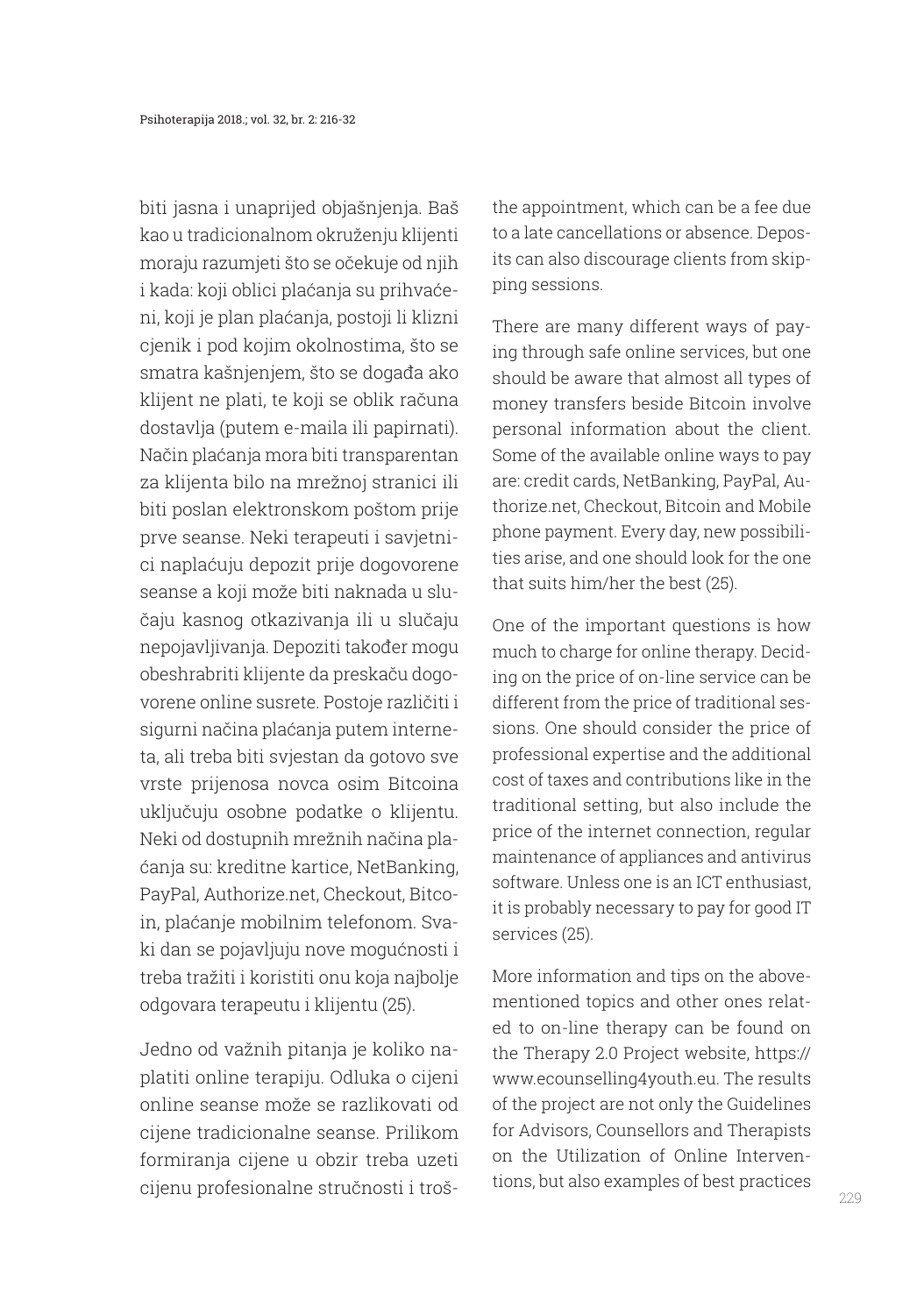biti jasna i unaprijed objašnjenja. Baš kao u tradicionalnom okruženju klijenti moraju razumjeti što se očekuje od njih i kada: koji oblici plaćanja su prihvaćeni, koji je plan plaćanja, postoji li klizni cjenik i pod kojim okolnostima, što se smatra kašnjenjem, što se događa ako klijent ne plati, te koji se oblik računa dostavlja (putem e-maila ili papirnati). Način plaćanja mora biti transparentan za klijenta bilo na mrežnoj stranici ili biti poslan elektronskom poštom prije prve seanse. Neki terapeuti i savjetnici naplaćuju depozit prije dogovorene seanse a koji može biti naknada u slučaju kasnog otkazivanja ili u slučaju nepojavljivanja. Depoziti također mogu obeshrabriti klijente da preskaču dogovorene online susrete. Postoje različiti i sigurni načina plaćanja putem interneta, ali treba biti svjestan da gotovo sve vrste prijenosa novca osim Bitcoina uključuju osobne podatke o klijentu. Neki od dostupnih mrežnih načina plaćanja su: kreditne kartice, NetBanking, PayPal, Authorize.net, Checkout, Bitcoin, plaćanje mobilnim telefonom. Svaki dan se pojavljuju nove mogućnosti i treba tražiti i koristiti onu koja najbolje odgovara terapeutu i klijentu (25).

Jedno od važnih pitanja je koliko naplatiti online terapiju. Odluka o cijeni online seanse može se razlikovati od cijene tradicionalne seanse. Prilikom formiranja cijene u obzir treba uzeti cijenu profesionalne stručnosti i troš-

the appointment, which can be a fee due to a late cancellations or absence. Deposits can also discourage clients from skipping sessions.

There are many different ways of paying through safe online services, but one should be aware that almost all types of money transfers beside Bitcoin involve personal information about the client. Some of the available online ways to pay are: credit cards, NetBanking, PayPal, Authorize.net, Checkout, Bitcoin and Mobile phone payment. Every day, new possibilities arise, and one should look for the one that suits him/her the best (25).

One of the important questions is how much to charge for online therapy. Deciding on the price of on-line service can be different from the price of traditional sessions. One should consider the price of professional expertise and the additional cost of taxes and contributions like in the traditional setting, but also include the price of the internet connection, regular maintenance of appliances and antivirus software. Unless one is an ICT enthusiast, it is probably necessary to pay for good IT services (25).

More information and tips on the above-mentioned topics and other ones related to on-line therapy can be found on the Therapy 2.0 Project website, https://www.ecounselling4youth.eu. The results of the project are not only the Guidelines for Advisors, Counsellors and Therapists on the Utilization of Online Interventions, but also examples of best practices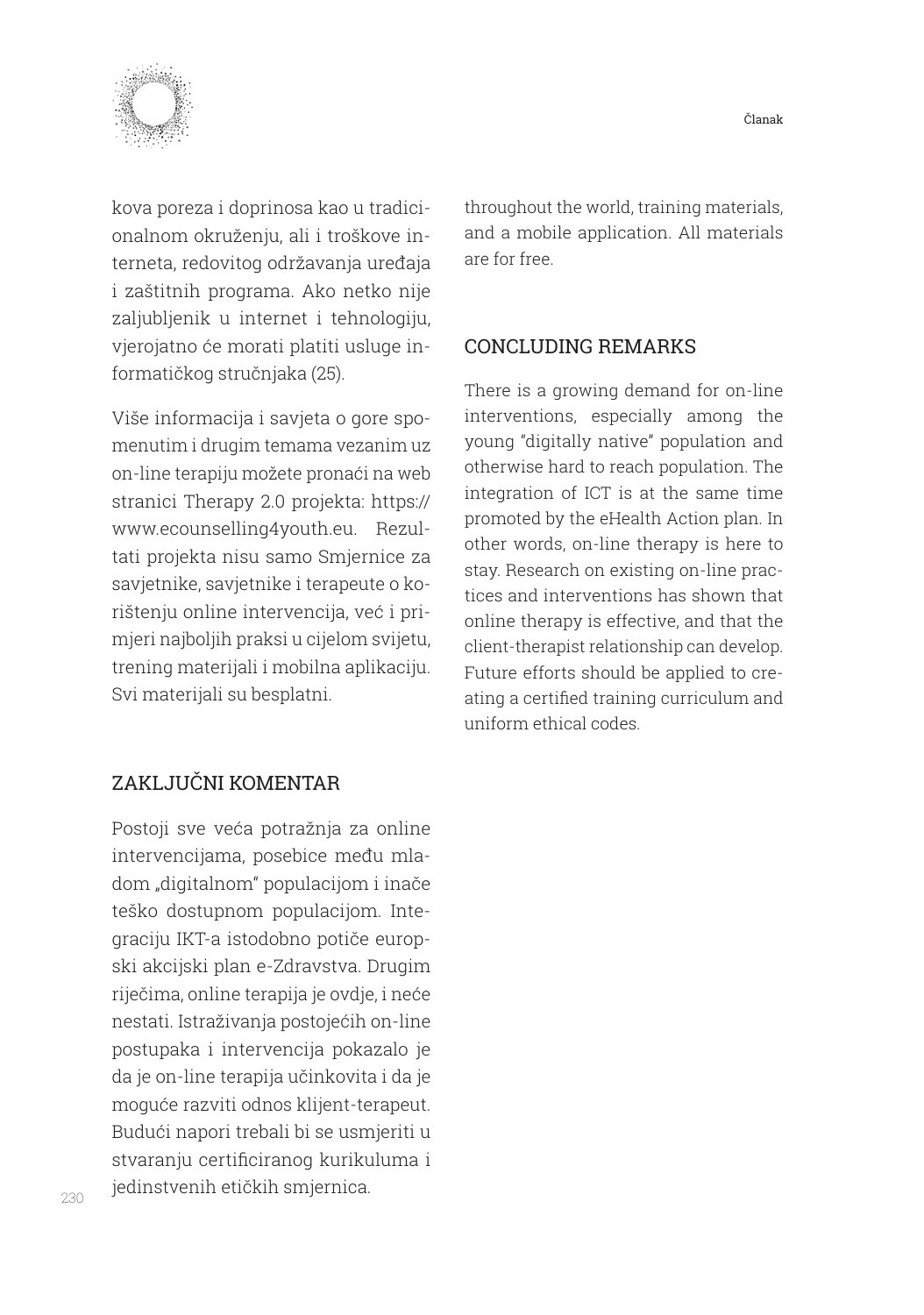kova poreza i doprinosa kao u tradicionalnom okruženju, ali i troškove interneta, redovitog održavanja uređaja i zaštitnih programa. Ako netko nije zaljubljenik u internet i tehnologiju, vjerojatno će morati platiti usluge informatičkog stručnjaka (25).

Više informacija i savjeta o gore spomenutim i drugim temama vezanim uz on-line terapiju možete pronaći na web stranici Therapy 2.0 projekta: https://www.ecounselling4youth.eu. Rezultati projekta nisu samo Smjernice za savjetnike, savjetnike i terapeute o korištenju online intervencija, već i primjeri najboljih praksi u cijelom svijetu, trening materijali i mobilna aplikaciju. Svi materijali su besplatni.

## ZAKLJUČNI KOMENTAR

Postoji sve veća potražnja za online intervencijama, posebice među mladom „digitalnom" populacijom i inače teško dostupnom populacijom. Integraciju IKT-a istodobno potiče europski akcijski plan e-Zdravstva. Drugim riječima, online terapija je ovdje, i neće nestati. Istraživanja postojećih on-line postupaka i intervencija pokazalo je da je on-line terapija učinkovita i da je moguće razviti odnos klijent-terapeut. Budući napori trebali bi se usmjeriti u stvaranju certificiranog kurikuluma i jedinstvenih etičkih smjernica.

throughout the world, training materials, and a mobile application. All materials are for free.

## CONCLUDING REMARKS

There is a growing demand for on-line interventions, especially among the young "digitally native" population and otherwise hard to reach population. The integration of ICT is at the same time promoted by the eHealth Action plan. In other words, on-line therapy is here to stay. Research on existing on-line practices and interventions has shown that online therapy is effective, and that the client-therapist relationship can develop. Future efforts should be applied to creating a certified training curriculum and uniform ethical codes.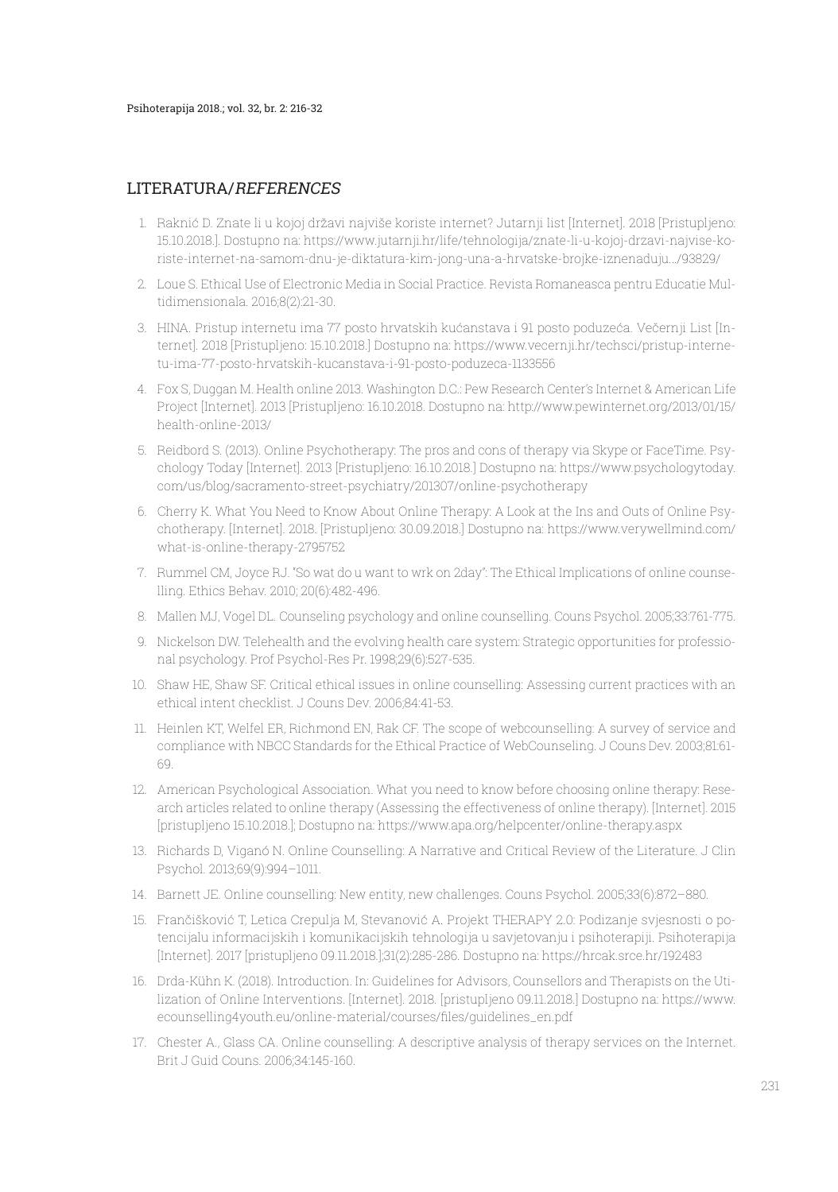## LITERATURA/*REFERENCES*

1. Raknić D. Znate li u kojoj državi najviše koriste internet? Jutarnji list [Internet]. 2018 [Pristupljeno: 15.10.2018.]. Dostupno na: https://www.jutarnji.hr/life/tehnologija/znate-li-u-kojoj-drzavi-najvise-koriste-internet-na-samom-dnu-je-diktatura-kim-jong-una-a-hrvatske-brojke-iznenaduju.../93829/
2. Loue S. Ethical Use of Electronic Media in Social Practice. Revista Romaneasca pentru Educatie Multidimensionala. 2016;8(2):21-30.
3. HINA. Pristup internetu ima 77 posto hrvatskih kućanstava i 91 posto poduzeća. Večernji List [Internet]. 2018 [Pristupljeno: 15.10.2018.] Dostupno na: https://www.vecernji.hr/techsci/pristup-internetu-ima-77-posto-hrvatskih-kucanstava-i-91-posto-poduzeca-1133556
4. Fox S, Duggan M. Health online 2013. Washington D.C.: Pew Research Center's Internet & American Life Project [Internet]. 2013 [Pristupljeno: 16.10.2018. Dostupno na: http://www.pewinternet.org/2013/01/15/health-online-2013/
5. Reidbord S. (2013). Online Psychotherapy: The pros and cons of therapy via Skype or FaceTime. Psychology Today [Internet]. 2013 [Pristupljeno: 16.10.2018.] Dostupno na: https://www.psychologytoday.com/us/blog/sacramento-street-psychiatry/201307/online-psychotherapy
6. Cherry K. What You Need to Know About Online Therapy: A Look at the Ins and Outs of Online Psychotherapy. [Internet]. 2018. [Pristupljeno: 30.09.2018.] Dostupno na: https://www.verywellmind.com/what-is-online-therapy-2795752
7. Rummel CM, Joyce RJ. "So wat do u want to wrk on 2day": The Ethical Implications of online counselling. Ethics Behav. 2010; 20(6):482-496.
8. Mallen MJ, Vogel DL. Counseling psychology and online counselling. Couns Psychol. 2005;33:761-775.
9. Nickelson DW. Telehealth and the evolving health care system: Strategic opportunities for professional psychology. Prof Psychol-Res Pr. 1998;29(6):527-535.
10. Shaw HE, Shaw SF. Critical ethical issues in online counselling: Assessing current practices with an ethical intent checklist. J Couns Dev. 2006;84:41-53.
11. Heinlen KT, Welfel ER, Richmond EN, Rak CF. The scope of webcounselling: A survey of service and compliance with NBCC Standards for the Ethical Practice of WebCounseling. J Couns Dev. 2003;81:61-69.
12. American Psychological Association. What you need to know before choosing online therapy: Research articles related to online therapy (Assessing the effectiveness of online therapy). [Internet]. 2015 [pristupljeno 15.10.2018.]; Dostupno na: https://www.apa.org/helpcenter/online-therapy.aspx
13. Richards D, Viganó N. Online Counselling: A Narrative and Critical Review of the Literature. J Clin Psychol. 2013;69(9):994–1011.
14. Barnett JE. Online counselling: New entity, new challenges. Couns Psychol. 2005;33(6):872–880.
15. Frančišković T, Letica Crepulja M, Stevanović A. Projekt THERAPY 2.0: Podizanje svjesnosti o potencijalu informacijskih i komunikacijskih tehnologija u savjetovanju i psihoterapiji. Psihoterapija [Internet]. 2017 [pristupljeno 09.11.2018.];31(2):285-286. Dostupno na: https://hrcak.srce.hr/192483
16. Drda-Kühn K. (2018). Introduction. In: Guidelines for Advisors, Counsellors and Therapists on the Utilization of Online Interventions. [Internet]. 2018. [pristupljeno 09.11.2018.] Dostupno na: https://www.ecounselling4youth.eu/online-material/courses/files/guidelines_en.pdf
17. Chester A., Glass CA. Online counselling: A descriptive analysis of therapy services on the Internet. Brit J Guid Couns. 2006;34:145-160.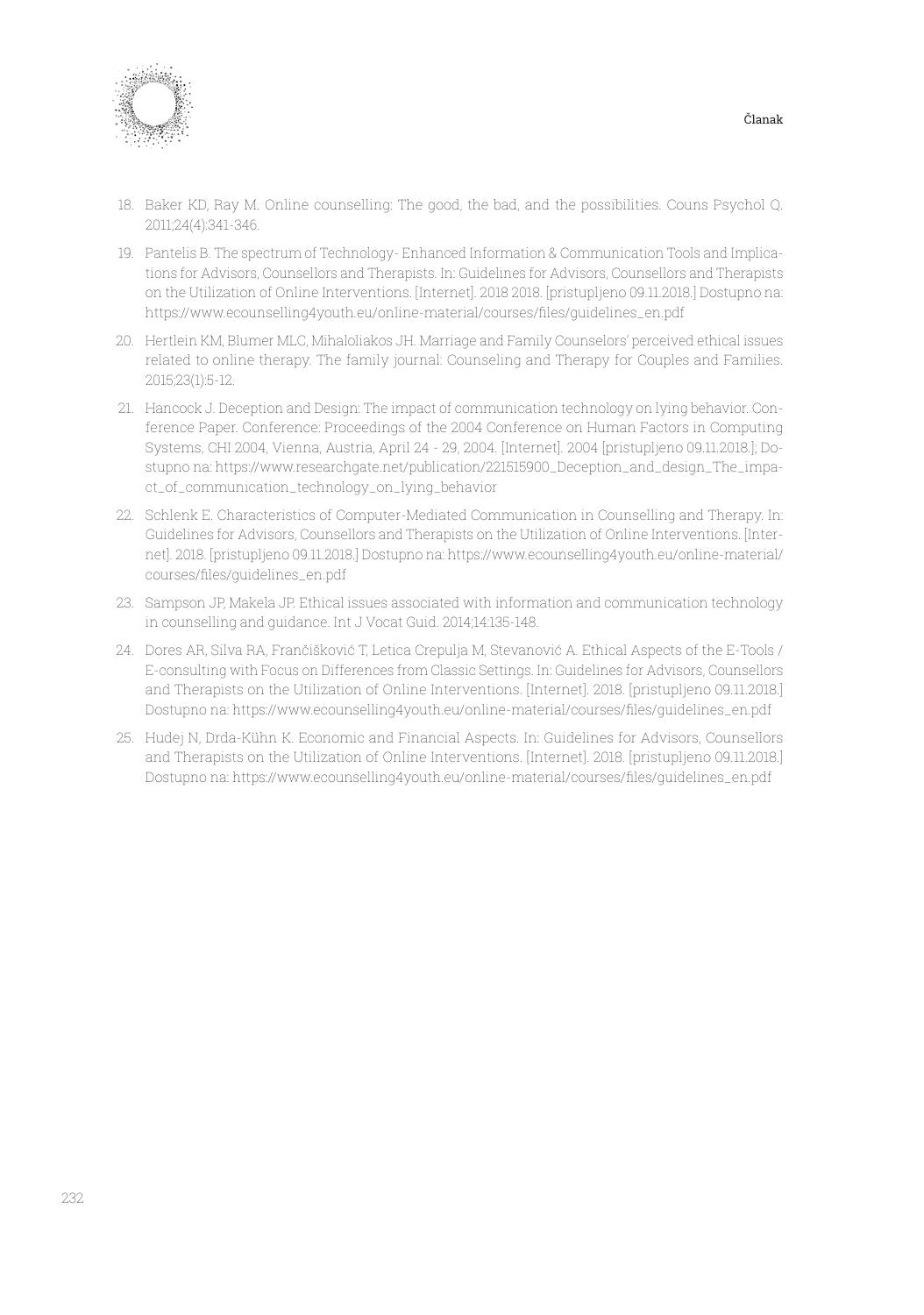18. Baker KD, Ray M. Online counselling: The good, the bad, and the possibilities. Couns Psychol Q. 2011;24(4):341-346.
19. Pantelis B. The spectrum of Technology- Enhanced Information & Communication Tools and Implications for Advisors, Counsellors and Therapists. In: Guidelines for Advisors, Counsellors and Therapists on the Utilization of Online Interventions. [Internet]. 2018 2018. [pristupljeno 09.11.2018.] Dostupno na: https://www.ecounselling4youth.eu/online-material/courses/files/guidelines_en.pdf
20. Hertlein KM, Blumer MLC, Mihaloliakos JH. Marriage and Family Counselors' perceived ethical issues related to online therapy. The family journal: Counseling and Therapy for Couples and Families. 2015;23(1):5-12.
21. Hancock J. Deception and Design: The impact of communication technology on lying behavior. Conference Paper. Conference: Proceedings of the 2004 Conference on Human Factors in Computing Systems, CHI 2004, Vienna, Austria, April 24 - 29, 2004. [Internet]. 2004 [pristupljeno 09.11.2018.]; Dostupno na: https://www.researchgate.net/publication/221515900_Deception_and_design_The_impact_of_communication_technology_on_lying_behavior
22. Schlenk E. Characteristics of Computer-Mediated Communication in Counselling and Therapy. In: Guidelines for Advisors, Counsellors and Therapists on the Utilization of Online Interventions. [Internet]. 2018. [pristupljeno 09.11.2018.] Dostupno na: https://www.ecounselling4youth.eu/online-material/courses/files/guidelines_en.pdf
23. Sampson JP, Makela JP. Ethical issues associated with information and communication technology in counselling and guidance. Int J Vocat Guid. 2014;14:135-148.
24. Dores AR, Silva RA, Frančišković T, Letica Crepulja M, Stevanović A. Ethical Aspects of the E-Tools / E-consulting with Focus on Differences from Classic Settings. In: Guidelines for Advisors, Counsellors and Therapists on the Utilization of Online Interventions. [Internet]. 2018. [pristupljeno 09.11.2018.] Dostupno na: https://www.ecounselling4youth.eu/online-material/courses/files/guidelines_en.pdf
25. Hudej N, Drda-Kühn K. Economic and Financial Aspects. In: Guidelines for Advisors, Counsellors and Therapists on the Utilization of Online Interventions. [Internet]. 2018. [pristupljeno 09.11.2018.] Dostupno na: https://www.ecounselling4youth.eu/online-material/courses/files/guidelines_en.pdf